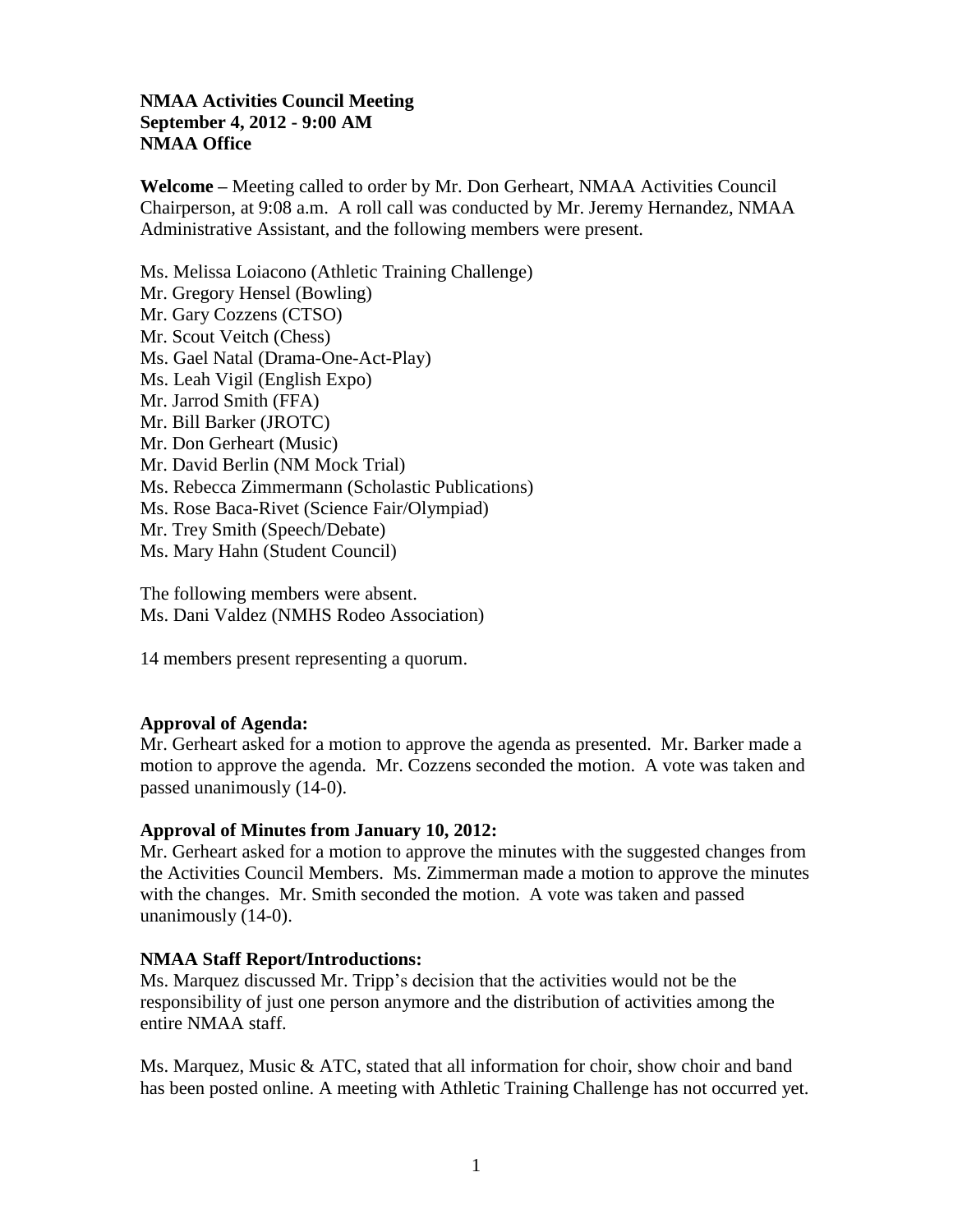**NMAA Activities Council Meeting**
**September 4, 2012 - 9:00 AM**
**NMAA Office**

**Welcome –** Meeting called to order by Mr. Don Gerheart, NMAA Activities Council Chairperson, at 9:08 a.m. A roll call was conducted by Mr. Jeremy Hernandez, NMAA Administrative Assistant, and the following members were present.

Ms. Melissa Loiacono (Athletic Training Challenge)
Mr. Gregory Hensel (Bowling)
Mr. Gary Cozzens (CTSO)
Mr. Scout Veitch (Chess)
Ms. Gael Natal (Drama-One-Act-Play)
Ms. Leah Vigil (English Expo)
Mr. Jarrod Smith (FFA)
Mr. Bill Barker (JROTC)
Mr. Don Gerheart (Music)
Mr. David Berlin (NM Mock Trial)
Ms. Rebecca Zimmermann (Scholastic Publications)
Ms. Rose Baca-Rivet (Science Fair/Olympiad)
Mr. Trey Smith (Speech/Debate)
Ms. Mary Hahn (Student Council)

The following members were absent.
Ms. Dani Valdez (NMHS Rodeo Association)

14 members present representing a quorum.

**Approval of Agenda:**
Mr. Gerheart asked for a motion to approve the agenda as presented. Mr. Barker made a motion to approve the agenda. Mr. Cozzens seconded the motion. A vote was taken and passed unanimously (14-0).

**Approval of Minutes from January 10, 2012:**
Mr. Gerheart asked for a motion to approve the minutes with the suggested changes from the Activities Council Members. Ms. Zimmerman made a motion to approve the minutes with the changes. Mr. Smith seconded the motion. A vote was taken and passed unanimously (14-0).

**NMAA Staff Report/Introductions:**
Ms. Marquez discussed Mr. Tripp's decision that the activities would not be the responsibility of just one person anymore and the distribution of activities among the entire NMAA staff.

Ms. Marquez, Music & ATC, stated that all information for choir, show choir and band has been posted online. A meeting with Athletic Training Challenge has not occurred yet.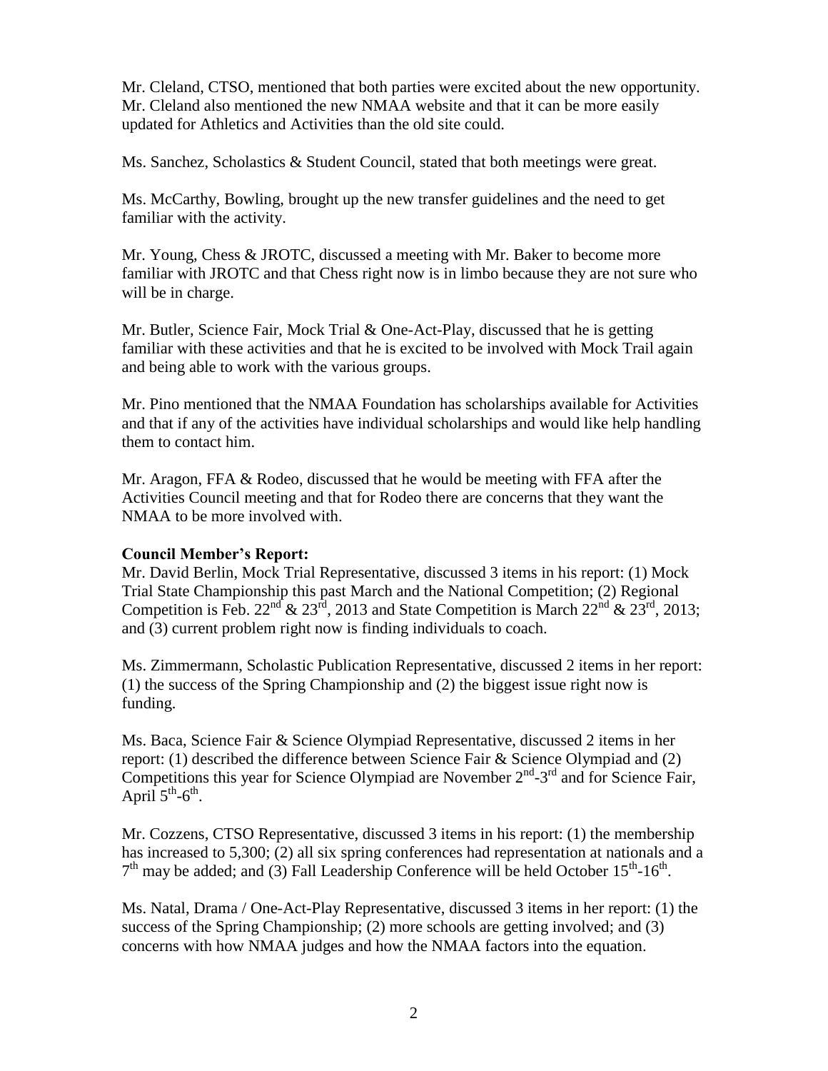Mr. Cleland, CTSO, mentioned that both parties were excited about the new opportunity. Mr. Cleland also mentioned the new NMAA website and that it can be more easily updated for Athletics and Activities than the old site could.

Ms. Sanchez, Scholastics & Student Council, stated that both meetings were great.

Ms. McCarthy, Bowling, brought up the new transfer guidelines and the need to get familiar with the activity.

Mr. Young, Chess & JROTC, discussed a meeting with Mr. Baker to become more familiar with JROTC and that Chess right now is in limbo because they are not sure who will be in charge.

Mr. Butler, Science Fair, Mock Trial & One-Act-Play, discussed that he is getting familiar with these activities and that he is excited to be involved with Mock Trail again and being able to work with the various groups.

Mr. Pino mentioned that the NMAA Foundation has scholarships available for Activities and that if any of the activities have individual scholarships and would like help handling them to contact him.

Mr. Aragon, FFA & Rodeo, discussed that he would be meeting with FFA after the Activities Council meeting and that for Rodeo there are concerns that they want the NMAA to be more involved with.

**Council Member's Report:**

Mr. David Berlin, Mock Trial Representative, discussed 3 items in his report: (1) Mock Trial State Championship this past March and the National Competition; (2) Regional Competition is Feb. 22nd & 23rd, 2013 and State Competition is March 22nd & 23rd, 2013; and (3) current problem right now is finding individuals to coach.

Ms. Zimmermann, Scholastic Publication Representative, discussed 2 items in her report: (1) the success of the Spring Championship and (2) the biggest issue right now is funding.

Ms. Baca, Science Fair & Science Olympiad Representative, discussed 2 items in her report: (1) described the difference between Science Fair & Science Olympiad and (2) Competitions this year for Science Olympiad are November 2nd-3rd and for Science Fair, April 5th-6th.

Mr. Cozzens, CTSO Representative, discussed 3 items in his report: (1) the membership has increased to 5,300; (2) all six spring conferences had representation at nationals and a 7th may be added; and (3) Fall Leadership Conference will be held October 15th-16th.

Ms. Natal, Drama / One-Act-Play Representative, discussed 3 items in her report: (1) the success of the Spring Championship; (2) more schools are getting involved; and (3) concerns with how NMAA judges and how the NMAA factors into the equation.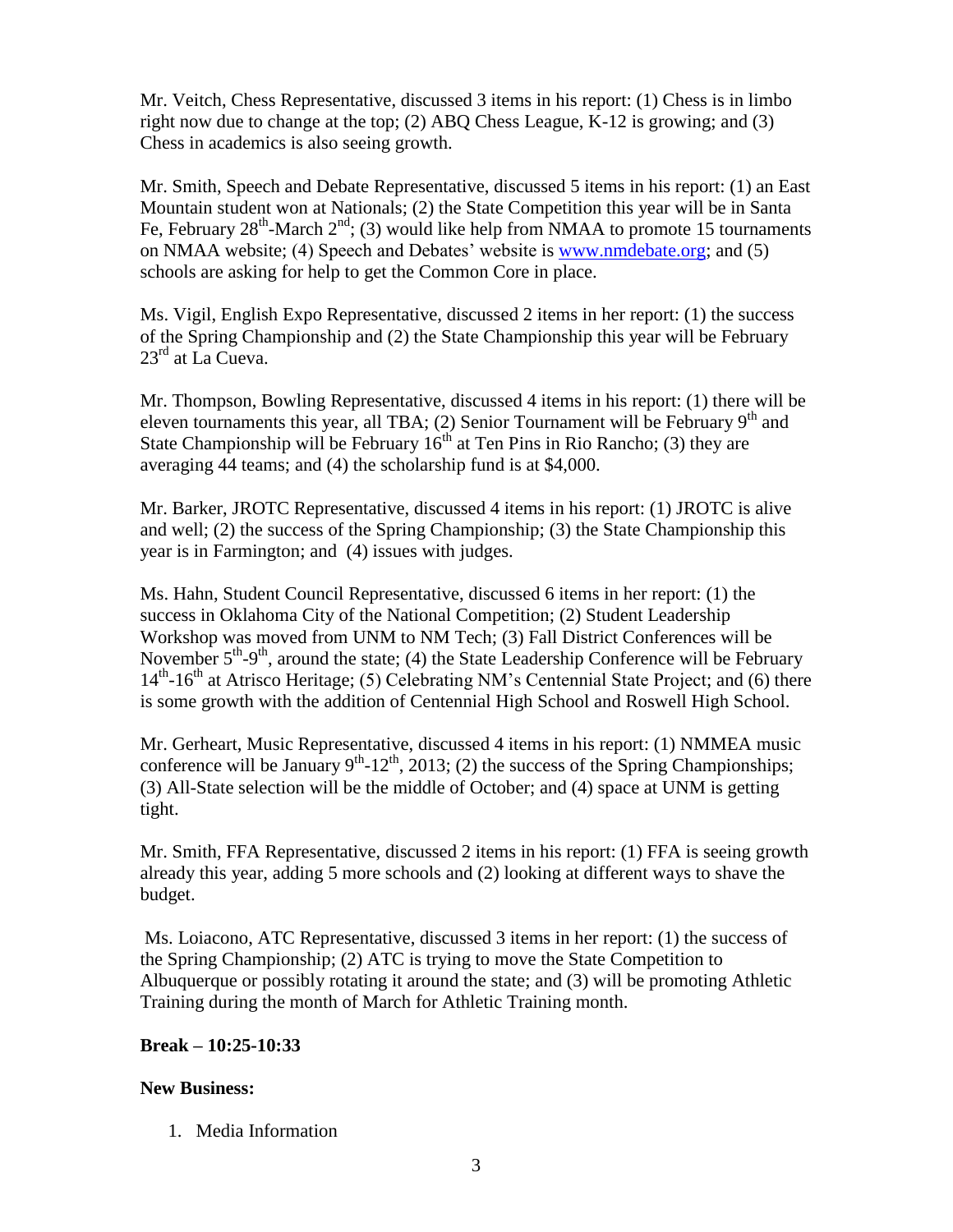Mr. Veitch, Chess Representative, discussed 3 items in his report: (1) Chess is in limbo right now due to change at the top; (2) ABQ Chess League, K-12 is growing; and (3) Chess in academics is also seeing growth.

Mr. Smith, Speech and Debate Representative, discussed 5 items in his report: (1) an East Mountain student won at Nationals; (2) the State Competition this year will be in Santa Fe, February 28th-March 2nd; (3) would like help from NMAA to promote 15 tournaments on NMAA website; (4) Speech and Debates' website is [www.nmdebate.org](www.nmdebate.org); and (5) schools are asking for help to get the Common Core in place.

Ms. Vigil, English Expo Representative, discussed 2 items in her report: (1) the success of the Spring Championship and (2) the State Championship this year will be February 23rd at La Cueva.

Mr. Thompson, Bowling Representative, discussed 4 items in his report: (1) there will be eleven tournaments this year, all TBA; (2) Senior Tournament will be February 9th and State Championship will be February 16th at Ten Pins in Rio Rancho; (3) they are averaging 44 teams; and (4) the scholarship fund is at $4,000.

Mr. Barker, JROTC Representative, discussed 4 items in his report: (1) JROTC is alive and well; (2) the success of the Spring Championship; (3) the State Championship this year is in Farmington; and (4) issues with judges.

Ms. Hahn, Student Council Representative, discussed 6 items in her report: (1) the success in Oklahoma City of the National Competition; (2) Student Leadership Workshop was moved from UNM to NM Tech; (3) Fall District Conferences will be November 5th-9th, around the state; (4) the State Leadership Conference will be February 14th-16th at Atrisco Heritage; (5) Celebrating NM's Centennial State Project; and (6) there is some growth with the addition of Centennial High School and Roswell High School.

Mr. Gerheart, Music Representative, discussed 4 items in his report: (1) NMMEA music conference will be January 9th-12th, 2013; (2) the success of the Spring Championships; (3) All-State selection will be the middle of October; and (4) space at UNM is getting tight.

Mr. Smith, FFA Representative, discussed 2 items in his report: (1) FFA is seeing growth already this year, adding 5 more schools and (2) looking at different ways to shave the budget.

Ms. Loiacono, ATC Representative, discussed 3 items in her report: (1) the success of the Spring Championship; (2) ATC is trying to move the State Competition to Albuquerque or possibly rotating it around the state; and (3) will be promoting Athletic Training during the month of March for Athletic Training month.

**Break – 10:25-10:33**

**New Business:**

1. Media Information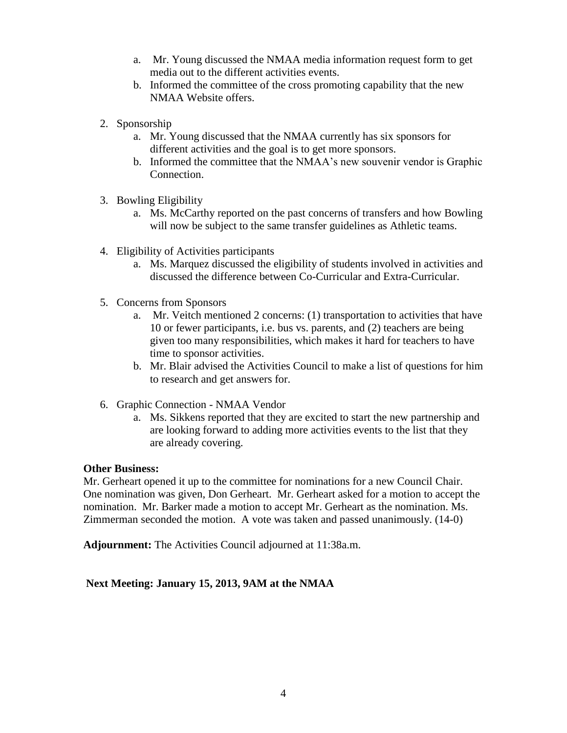a. Mr. Young discussed the NMAA media information request form to get media out to the different activities events.
b. Informed the committee of the cross promoting capability that the new NMAA Website offers.

2. Sponsorship
   a. Mr. Young discussed that the NMAA currently has six sponsors for different activities and the goal is to get more sponsors.
   b. Informed the committee that the NMAA's new souvenir vendor is Graphic Connection.

3. Bowling Eligibility
   a. Ms. McCarthy reported on the past concerns of transfers and how Bowling will now be subject to the same transfer guidelines as Athletic teams.

4. Eligibility of Activities participants
   a. Ms. Marquez discussed the eligibility of students involved in activities and discussed the difference between Co-Curricular and Extra-Curricular.

5. Concerns from Sponsors
   a. Mr. Veitch mentioned 2 concerns: (1) transportation to activities that have 10 or fewer participants, i.e. bus vs. parents, and (2) teachers are being given too many responsibilities, which makes it hard for teachers to have time to sponsor activities.
   b. Mr. Blair advised the Activities Council to make a list of questions for him to research and get answers for.

6. Graphic Connection - NMAA Vendor
   a. Ms. Sikkens reported that they are excited to start the new partnership and are looking forward to adding more activities events to the list that they are already covering.

**Other Business:**
Mr. Gerheart opened it up to the committee for nominations for a new Council Chair. One nomination was given, Don Gerheart. Mr. Gerheart asked for a motion to accept the nomination. Mr. Barker made a motion to accept Mr. Gerheart as the nomination. Ms. Zimmerman seconded the motion. A vote was taken and passed unanimously. (14-0)

**Adjournment:** The Activities Council adjourned at 11:38a.m.

**Next Meeting: January 15, 2013, 9AM at the NMAA**